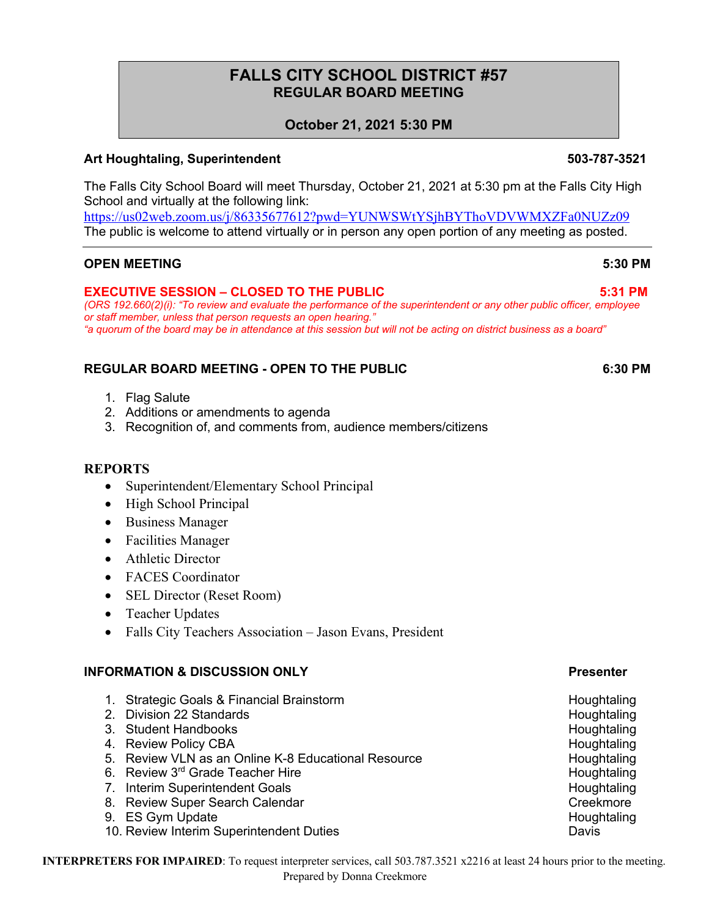# FALLS CITY SCHOOL DISTRICT #57

## REGULAR BOARD MEETING

**October 21, 2021 5:30 PM**

**Art Houghtaling, Superintendent** **503-787-3521**

The Falls City School Board will meet Thursday, October 21, 2021 at 5:30 pm at the Falls City High School and virtually at the following link:
https://us02web.zoom.us/j/86335677612?pwd=YUNWSWtYSjhBYThoVDVWMXZFa0NUZz09
The public is welcome to attend virtually or in person any open portion of any meeting as posted.

---

**OPEN MEETING** **5:30 PM**

**EXECUTIVE SESSION – CLOSED TO THE PUBLIC** **5:31 PM**
*(ORS 192.660(2)(i): "To review and evaluate the performance of the superintendent or any other public officer, employee or staff member, unless that person requests an open hearing."*
*"a quorum of the board may be in attendance at this session but will not be acting on district business as a board"*

**REGULAR BOARD MEETING - OPEN TO THE PUBLIC** **6:30 PM**

1. Flag Salute
2. Additions or amendments to agenda
3. Recognition of, and comments from, audience members/citizens

**REPORTS**

- Superintendent/Elementary School Principal
- High School Principal
- Business Manager
- Facilities Manager
- Athletic Director
- FACES Coordinator
- SEL Director (Reset Room)
- Teacher Updates
- Falls City Teachers Association – Jason Evans, President

**INFORMATION & DISCUSSION ONLY**

| | Item | Presenter |
|---|---|---|
| 1. | Strategic Goals & Financial Brainstorm | Houghtaling |
| 2. | Division 22 Standards | Houghtaling |
| 3. | Student Handbooks | Houghtaling |
| 4. | Review Policy CBA | Houghtaling |
| 5. | Review VLN as an Online K-8 Educational Resource | Houghtaling |
| 6. | Review 3rd Grade Teacher Hire | Houghtaling |
| 7. | Interim Superintendent Goals | Houghtaling |
| 8. | Review Super Search Calendar | Creekmore |
| 9. | ES Gym Update | Houghtaling |
| 10. | Review Interim Superintendent Duties | Davis |

**INTERPRETERS FOR IMPAIRED**: To request interpreter services, call 503.787.3521 x2216 at least 24 hours prior to the meeting.
Prepared by Donna Creekmore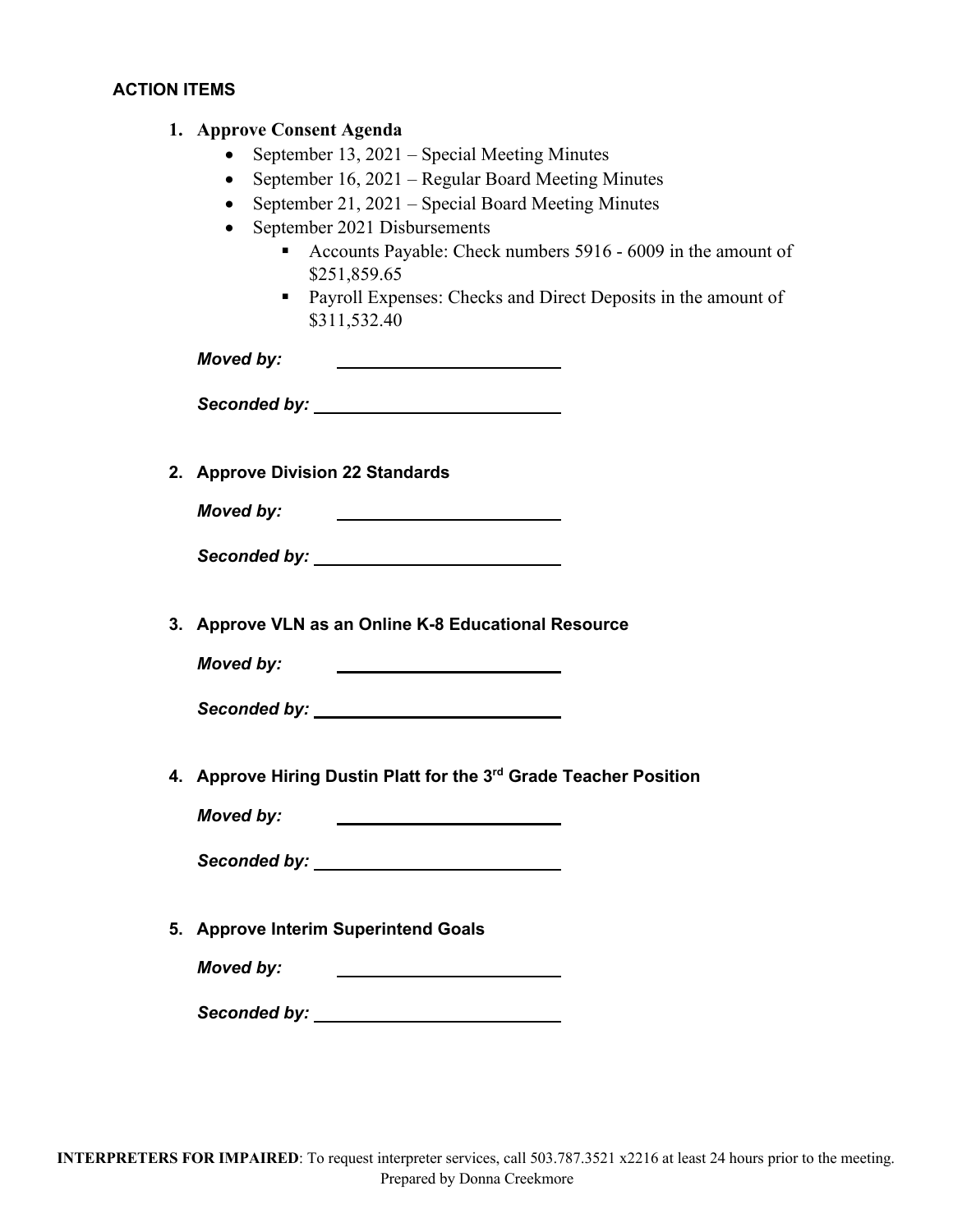## ACTION ITEMS

1. **Approve Consent Agenda**
   - September 13, 2021 – Special Meeting Minutes
   - September 16, 2021 – Regular Board Meeting Minutes
   - September 21, 2021 – Special Board Meeting Minutes
   - September 2021 Disbursements
     - Accounts Payable: Check numbers 5916 - 6009 in the amount of $251,859.65
     - Payroll Expenses: Checks and Direct Deposits in the amount of $311,532.40

   ***Moved by:*** ________________________

   ***Seconded by:*** ________________________

2. **Approve Division 22 Standards**

   ***Moved by:*** ________________________

   ***Seconded by:*** ________________________

3. **Approve VLN as an Online K-8 Educational Resource**

   ***Moved by:*** ________________________

   ***Seconded by:*** ________________________

4. **Approve Hiring Dustin Platt for the 3rd Grade Teacher Position**

   ***Moved by:*** ________________________

   ***Seconded by:*** ________________________

5. **Approve Interim Superintend Goals**

   ***Moved by:*** ________________________

   ***Seconded by:*** ________________________

**INTERPRETERS FOR IMPAIRED**: To request interpreter services, call 503.787.3521 x2216 at least 24 hours prior to the meeting.
Prepared by Donna Creekmore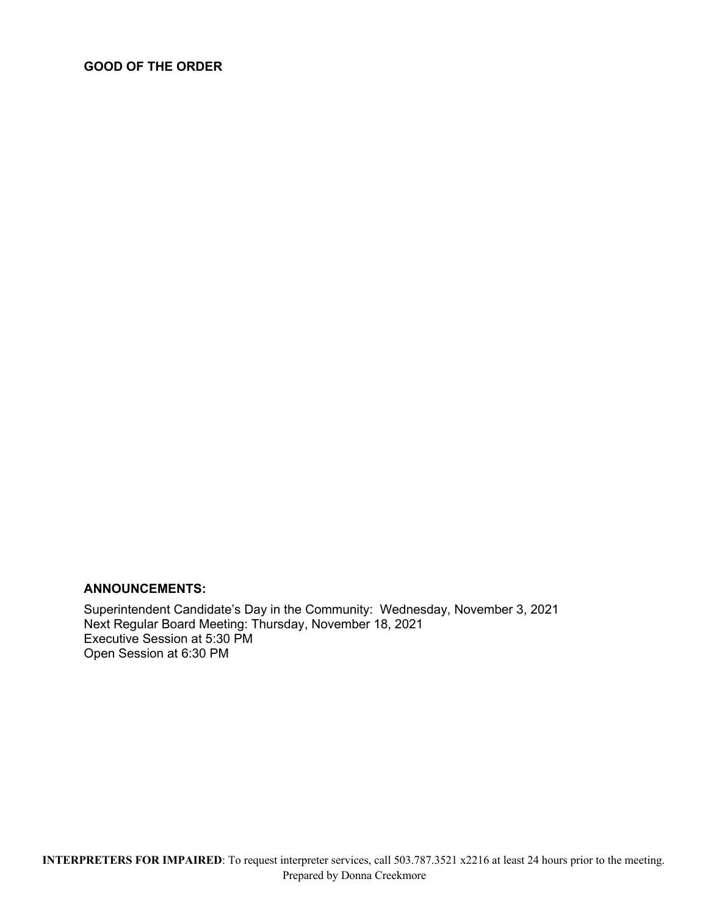**GOOD OF THE ORDER**

**ANNOUNCEMENTS:**

Superintendent Candidate's Day in the Community: Wednesday, November 3, 2021
Next Regular Board Meeting: Thursday, November 18, 2021
Executive Session at 5:30 PM
Open Session at 6:30 PM

**INTERPRETERS FOR IMPAIRED**: To request interpreter services, call 503.787.3521 x2216 at least 24 hours prior to the meeting.
Prepared by Donna Creekmore